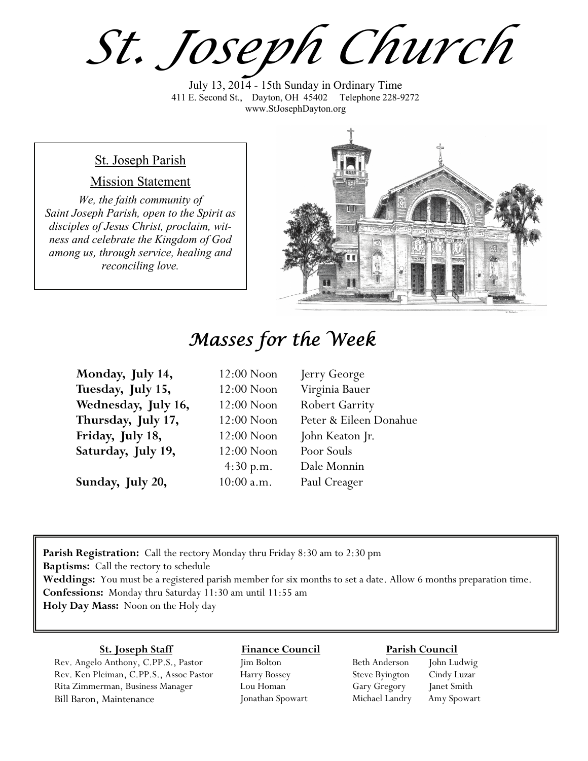# St. Joseph Church

July 13, 2014 - 15th Sunday in Ordinary Time
411 E. Second St., Dayton, OH 45402 Telephone 228-9272
www.StJosephDayton.org

## St. Joseph Parish Mission Statement

*We, the faith community of Saint Joseph Parish, open to the Spirit as disciples of Jesus Christ, proclaim, witness and celebrate the Kingdom of God among us, through service, healing and reconciling love.*

## Masses for the Week

| | | |
|---|---|---|
| **Monday, July 14,** | 12:00 Noon | Jerry George |
| **Tuesday, July 15,** | 12:00 Noon | Virginia Bauer |
| **Wednesday, July 16,** | 12:00 Noon | Robert Garrity |
| **Thursday, July 17,** | 12:00 Noon | Peter & Eileen Donahue |
| **Friday, July 18,** | 12:00 Noon | John Keaton Jr. |
| **Saturday, July 19,** | 12:00 Noon | Poor Souls |
| | 4:30 p.m. | Dale Monnin |
| **Sunday, July 20,** | 10:00 a.m. | Paul Creager |

**Parish Registration:** Call the rectory Monday thru Friday 8:30 am to 2:30 pm
**Baptisms:** Call the rectory to schedule
**Weddings:** You must be a registered parish member for six months to set a date. Allow 6 months preparation time.
**Confessions:** Monday thru Saturday 11:30 am until 11:55 am
**Holy Day Mass:** Noon on the Holy day

**St. Joseph Staff**

Rev. Angelo Anthony, C.PP.S., Pastor
Rev. Ken Pleiman, C.PP.S., Assoc Pastor
Rita Zimmerman, Business Manager
Bill Baron, Maintenance

**Finance Council**

Jim Bolton
Harry Bossey
Lou Homan
Jonathan Spowart

**Parish Council**

Beth Anderson
Steve Byington
Gary Gregory
Michael Landry
John Ludwig
Cindy Luzar
Janet Smith
Amy Spowart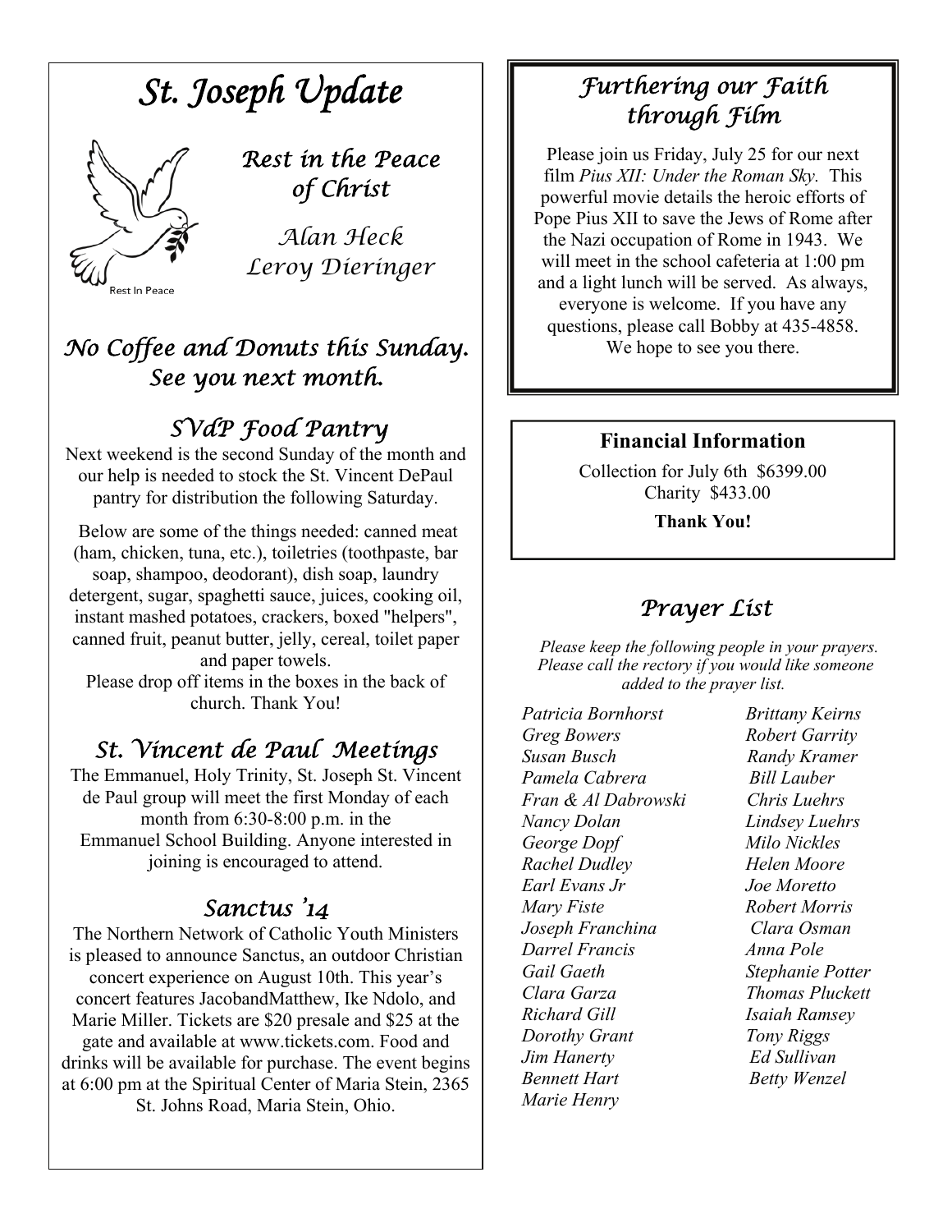# St. Joseph Update

## Rest in the Peace of Christ

Alan Heck
Leroy Dieringer

Rest In Peace

## No Coffee and Donuts this Sunday. See you next month.

## SVdP Food Pantry

Next weekend is the second Sunday of the month and our help is needed to stock the St. Vincent DePaul pantry for distribution the following Saturday.

Below are some of the things needed: canned meat (ham, chicken, tuna, etc.), toiletries (toothpaste, bar soap, shampoo, deodorant), dish soap, laundry detergent, sugar, spaghetti sauce, juices, cooking oil, instant mashed potatoes, crackers, boxed "helpers", canned fruit, peanut butter, jelly, cereal, toilet paper and paper towels.

Please drop off items in the boxes in the back of church. Thank You!

## St. Vincent de Paul Meetings

The Emmanuel, Holy Trinity, St. Joseph St. Vincent de Paul group will meet the first Monday of each month from 6:30-8:00 p.m. in the Emmanuel School Building. Anyone interested in joining is encouraged to attend.

## Sanctus '14

The Northern Network of Catholic Youth Ministers is pleased to announce Sanctus, an outdoor Christian concert experience on August 10th. This year's concert features JacobandMatthew, Ike Ndolo, and Marie Miller. Tickets are $20 presale and $25 at the gate and available at www.tickets.com. Food and drinks will be available for purchase. The event begins at 6:00 pm at the Spiritual Center of Maria Stein, 2365 St. Johns Road, Maria Stein, Ohio.

## Furthering our Faith through Film

Please join us Friday, July 25 for our next film *Pius XII: Under the Roman Sky.* This powerful movie details the heroic efforts of Pope Pius XII to save the Jews of Rome after the Nazi occupation of Rome in 1943. We will meet in the school cafeteria at 1:00 pm and a light lunch will be served. As always, everyone is welcome. If you have any questions, please call Bobby at 435-4858. We hope to see you there.

## Financial Information

Collection for July 6th $6399.00
Charity $433.00

**Thank You!**

## Prayer List

*Please keep the following people in your prayers. Please call the rectory if you would like someone added to the prayer list.*

*Patricia Bornhorst*
*Greg Bowers*
*Susan Busch*
*Pamela Cabrera*
*Fran & Al Dabrowski*
*Nancy Dolan*
*George Dopf*
*Rachel Dudley*
*Earl Evans Jr*
*Mary Fiste*
*Joseph Franchina*
*Darrel Francis*
*Gail Gaeth*
*Clara Garza*
*Richard Gill*
*Dorothy Grant*
*Jim Hanerty*
*Bennett Hart*
*Marie Henry*
*Brittany Keirns*
*Robert Garrity*
*Randy Kramer*
*Bill Lauber*
*Chris Luehrs*
*Lindsey Luehrs*
*Milo Nickles*
*Helen Moore*
*Joe Moretto*
*Robert Morris*
*Clara Osman*
*Anna Pole*
*Stephanie Potter*
*Thomas Pluckett*
*Isaiah Ramsey*
*Tony Riggs*
*Ed Sullivan*
*Betty Wenzel*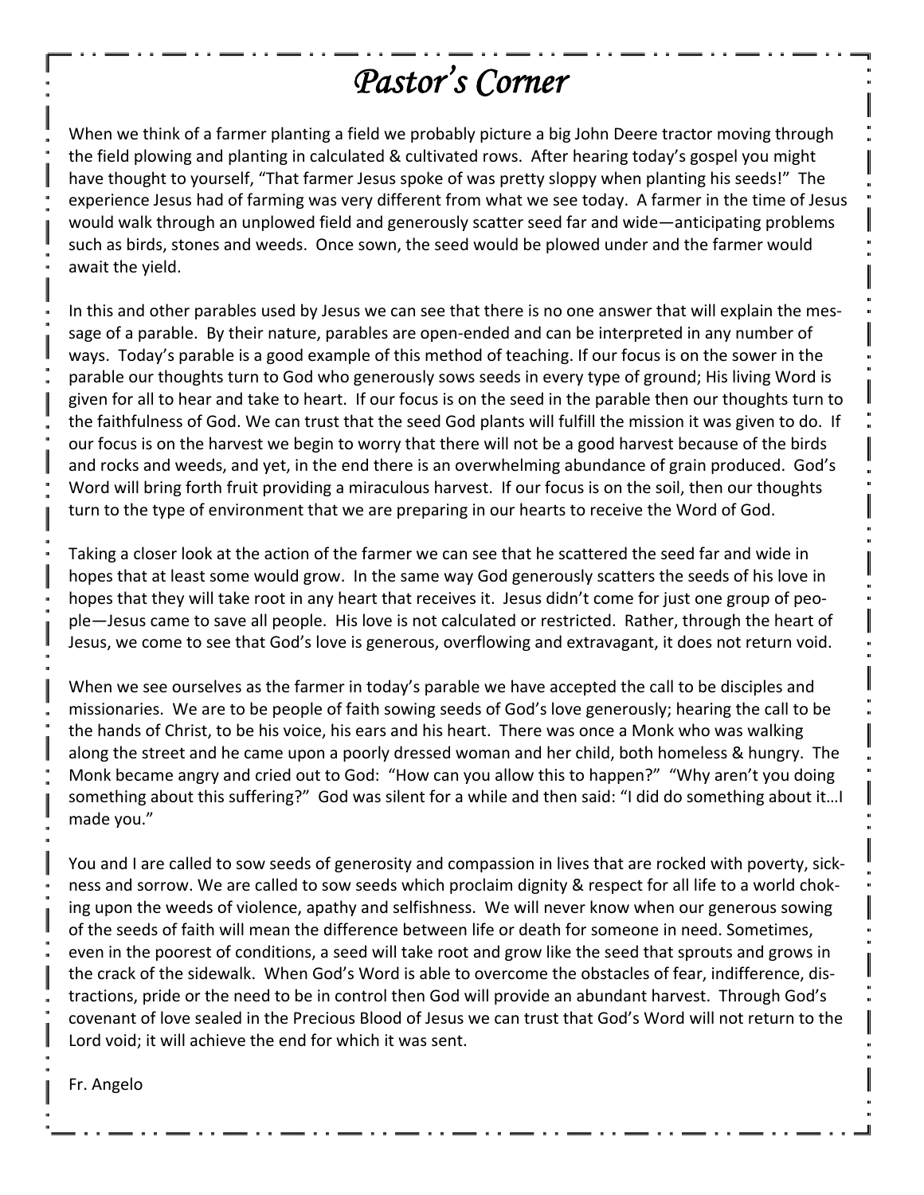# *Pastor's Corner*

When we think of a farmer planting a field we probably picture a big John Deere tractor moving through the field plowing and planting in calculated & cultivated rows. After hearing today's gospel you might have thought to yourself, "That farmer Jesus spoke of was pretty sloppy when planting his seeds!" The experience Jesus had of farming was very different from what we see today. A farmer in the time of Jesus would walk through an unplowed field and generously scatter seed far and wide—anticipating problems such as birds, stones and weeds. Once sown, the seed would be plowed under and the farmer would await the yield.

In this and other parables used by Jesus we can see that there is no one answer that will explain the message of a parable. By their nature, parables are open-ended and can be interpreted in any number of ways. Today's parable is a good example of this method of teaching. If our focus is on the sower in the parable our thoughts turn to God who generously sows seeds in every type of ground; His living Word is given for all to hear and take to heart. If our focus is on the seed in the parable then our thoughts turn to the faithfulness of God. We can trust that the seed God plants will fulfill the mission it was given to do. If our focus is on the harvest we begin to worry that there will not be a good harvest because of the birds and rocks and weeds, and yet, in the end there is an overwhelming abundance of grain produced. God's Word will bring forth fruit providing a miraculous harvest. If our focus is on the soil, then our thoughts turn to the type of environment that we are preparing in our hearts to receive the Word of God.

Taking a closer look at the action of the farmer we can see that he scattered the seed far and wide in hopes that at least some would grow. In the same way God generously scatters the seeds of his love in hopes that they will take root in any heart that receives it. Jesus didn't come for just one group of people—Jesus came to save all people. His love is not calculated or restricted. Rather, through the heart of Jesus, we come to see that God's love is generous, overflowing and extravagant, it does not return void.

When we see ourselves as the farmer in today's parable we have accepted the call to be disciples and missionaries. We are to be people of faith sowing seeds of God's love generously; hearing the call to be the hands of Christ, to be his voice, his ears and his heart. There was once a Monk who was walking along the street and he came upon a poorly dressed woman and her child, both homeless & hungry. The Monk became angry and cried out to God: "How can you allow this to happen?" "Why aren't you doing something about this suffering?" God was silent for a while and then said: "I did do something about it…I made you."

You and I are called to sow seeds of generosity and compassion in lives that are rocked with poverty, sickness and sorrow. We are called to sow seeds which proclaim dignity & respect for all life to a world choking upon the weeds of violence, apathy and selfishness. We will never know when our generous sowing of the seeds of faith will mean the difference between life or death for someone in need. Sometimes, even in the poorest of conditions, a seed will take root and grow like the seed that sprouts and grows in the crack of the sidewalk. When God's Word is able to overcome the obstacles of fear, indifference, distractions, pride or the need to be in control then God will provide an abundant harvest. Through God's covenant of love sealed in the Precious Blood of Jesus we can trust that God's Word will not return to the Lord void; it will achieve the end for which it was sent.

Fr. Angelo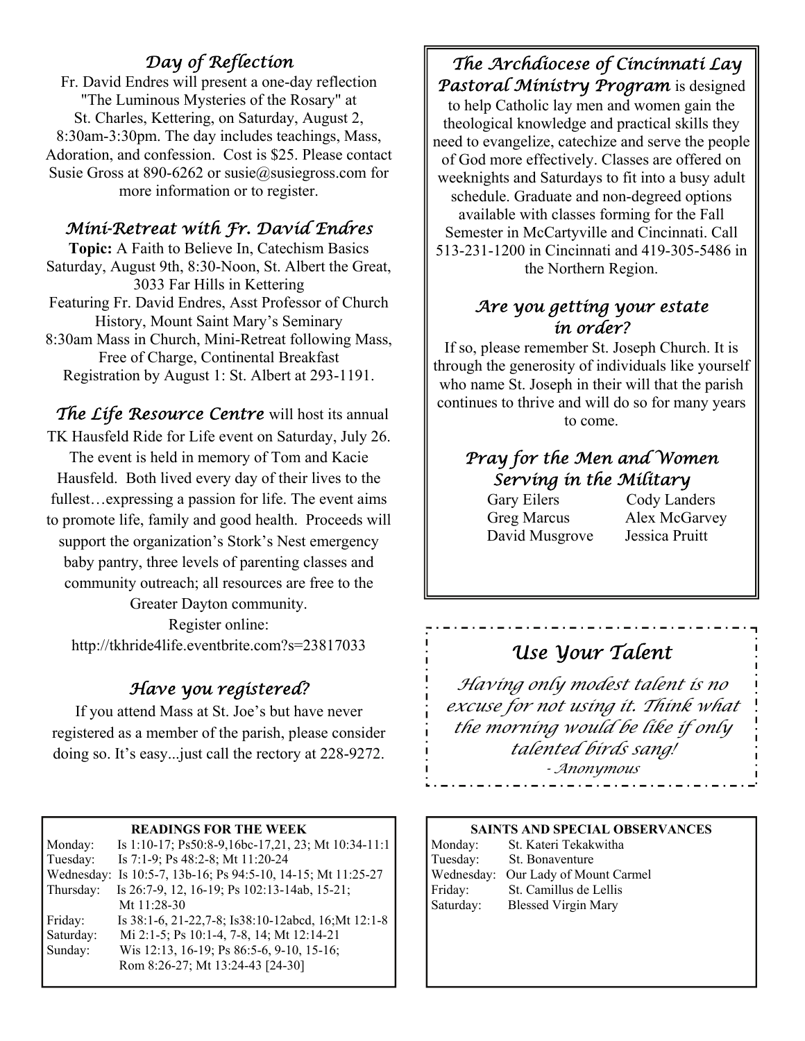## *Day of Reflection*

Fr. David Endres will present a one-day reflection "The Luminous Mysteries of the Rosary" at St. Charles, Kettering, on Saturday, August 2, 8:30am-3:30pm. The day includes teachings, Mass, Adoration, and confession. Cost is $25. Please contact Susie Gross at 890-6262 or susie@susiegross.com for more information or to register.

## *Mini-Retreat with Fr. David Endres*

**Topic:** A Faith to Believe In, Catechism Basics
Saturday, August 9th, 8:30-Noon, St. Albert the Great, 3033 Far Hills in Kettering
Featuring Fr. David Endres, Asst Professor of Church History, Mount Saint Mary's Seminary
8:30am Mass in Church, Mini-Retreat following Mass, Free of Charge, Continental Breakfast
Registration by August 1: St. Albert at 293-1191.

*The Life Resource Centre* will host its annual TK Hausfeld Ride for Life event on Saturday, July 26. The event is held in memory of Tom and Kacie Hausfeld. Both lived every day of their lives to the fullest…expressing a passion for life. The event aims to promote life, family and good health. Proceeds will support the organization's Stork's Nest emergency baby pantry, three levels of parenting classes and community outreach; all resources are free to the Greater Dayton community.
Register online:
http://tkhride4life.eventbrite.com?s=23817033

## *Have you registered?*

If you attend Mass at St. Joe's but have never registered as a member of the parish, please consider doing so. It's easy...just call the rectory at 228-9272.

*The Archdiocese of Cincinnati Lay Pastoral Ministry Program* is designed to help Catholic lay men and women gain the theological knowledge and practical skills they need to evangelize, catechize and serve the people of God more effectively. Classes are offered on weeknights and Saturdays to fit into a busy adult schedule. Graduate and non-degreed options available with classes forming for the Fall Semester in McCartyville and Cincinnati. Call 513-231-1200 in Cincinnati and 419-305-5486 in the Northern Region.

## *Are you getting your estate in order?*

If so, please remember St. Joseph Church. It is through the generosity of individuals like yourself who name St. Joseph in their will that the parish continues to thrive and will do so for many years to come.

## *Pray for the Men and Women Serving in the Military*

| | |
|---|---|
| Gary Eilers | Cody Landers |
| Greg Marcus | Alex McGarvey |
| David Musgrove | Jessica Pruitt |

## *Use Your Talent*

*Having only modest talent is no excuse for not using it. Think what the morning would be like if only talented birds sang!*
*- Anonymous*

**READINGS FOR THE WEEK**

| | |
|---|---|
| Monday: | Is 1:10-17; Ps50:8-9,16bc-17,21, 23; Mt 10:34-11:1 |
| Tuesday: | Is 7:1-9; Ps 48:2-8; Mt 11:20-24 |
| Wednesday: | Is 10:5-7, 13b-16; Ps 94:5-10, 14-15; Mt 11:25-27 |
| Thursday: | Is 26:7-9, 12, 16-19; Ps 102:13-14ab, 15-21; Mt 11:28-30 |
| Friday: | Is 38:1-6, 21-22,7-8; Is38:10-12abcd, 16;Mt 12:1-8 |
| Saturday: | Mi 2:1-5; Ps 10:1-4, 7-8, 14; Mt 12:14-21 |
| Sunday: | Wis 12:13, 16-19; Ps 86:5-6, 9-10, 15-16; Rom 8:26-27; Mt 13:24-43 [24-30] |

**SAINTS AND SPECIAL OBSERVANCES**

| | |
|---|---|
| Monday: | St. Kateri Tekakwitha |
| Tuesday: | St. Bonaventure |
| Wednesday: | Our Lady of Mount Carmel |
| Friday: | St. Camillus de Lellis |
| Saturday: | Blessed Virgin Mary |